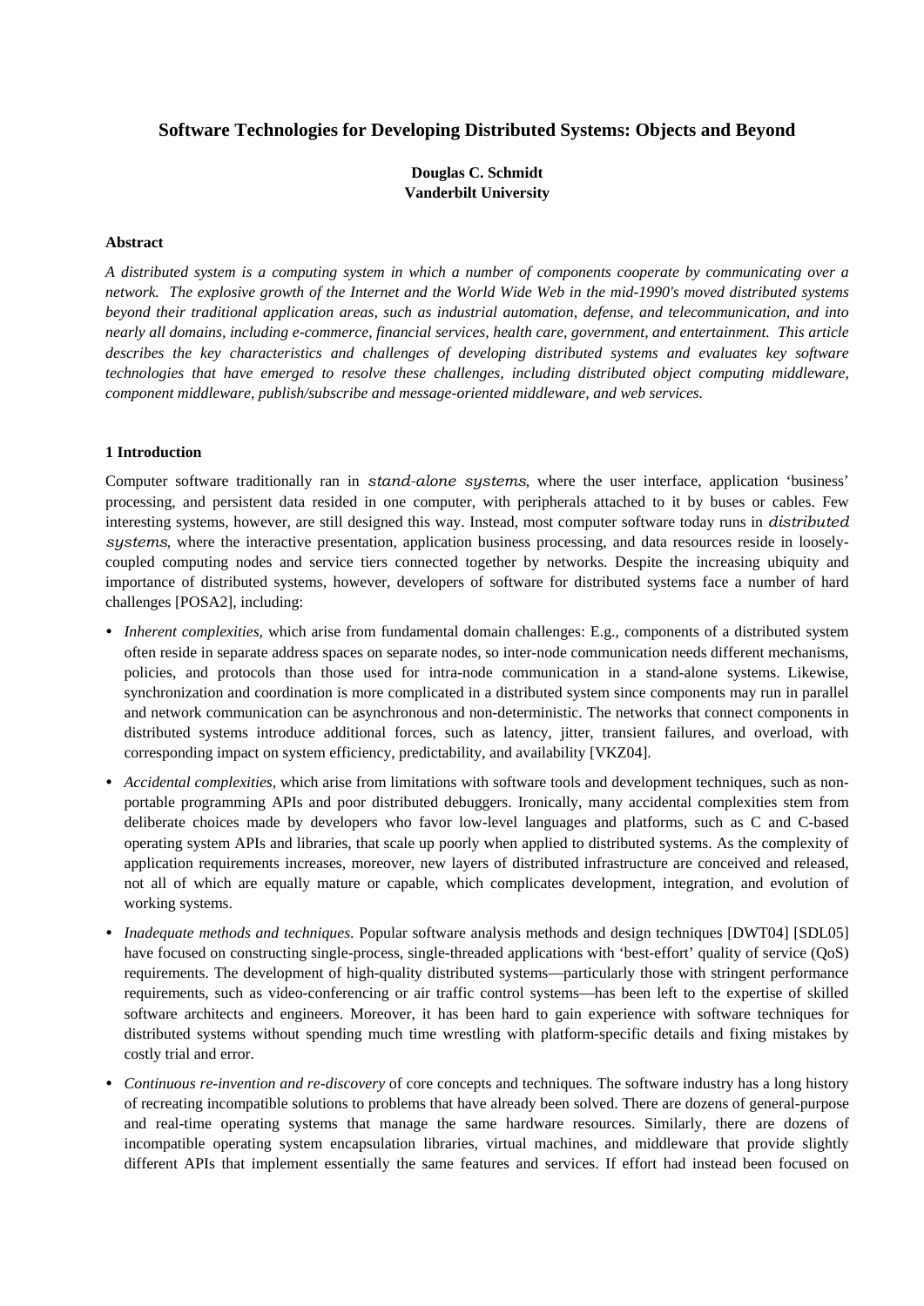# Software Technologies for Developing Distributed Systems: Objects and Beyond

**Douglas C. Schmidt**
**Vanderbilt University**

### Abstract

*A distributed system is a computing system in which a number of components cooperate by communicating over a network. The explosive growth of the Internet and the World Wide Web in the mid-1990's moved distributed systems beyond their traditional application areas, such as industrial automation, defense, and telecommunication, and into nearly all domains, including e-commerce, financial services, health care, government, and entertainment. This article describes the key characteristics and challenges of developing distributed systems and evaluates key software technologies that have emerged to resolve these challenges, including distributed object computing middleware, component middleware, publish/subscribe and message-oriented middleware, and web services.*

### 1 Introduction

Computer software traditionally ran in *stand-alone systems*, where the user interface, application 'business' processing, and persistent data resided in one computer, with peripherals attached to it by buses or cables. Few interesting systems, however, are still designed this way. Instead, most computer software today runs in *distributed systems*, where the interactive presentation, application business processing, and data resources reside in loosely-coupled computing nodes and service tiers connected together by networks. Despite the increasing ubiquity and importance of distributed systems, however, developers of software for distributed systems face a number of hard challenges [POSA2], including:

- *Inherent complexities*, which arise from fundamental domain challenges: E.g., components of a distributed system often reside in separate address spaces on separate nodes, so inter-node communication needs different mechanisms, policies, and protocols than those used for intra-node communication in a stand-alone systems. Likewise, synchronization and coordination is more complicated in a distributed system since components may run in parallel and network communication can be asynchronous and non-deterministic. The networks that connect components in distributed systems introduce additional forces, such as latency, jitter, transient failures, and overload, with corresponding impact on system efficiency, predictability, and availability [VKZ04].
- *Accidental complexities,* which arise from limitations with software tools and development techniques, such as non-portable programming APIs and poor distributed debuggers. Ironically, many accidental complexities stem from deliberate choices made by developers who favor low-level languages and platforms, such as C and C-based operating system APIs and libraries, that scale up poorly when applied to distributed systems. As the complexity of application requirements increases, moreover, new layers of distributed infrastructure are conceived and released, not all of which are equally mature or capable, which complicates development, integration, and evolution of working systems.
- *Inadequate methods and techniques*. Popular software analysis methods and design techniques [DWT04] [SDL05] have focused on constructing single-process, single-threaded applications with 'best-effort' quality of service (QoS) requirements. The development of high-quality distributed systems—particularly those with stringent performance requirements, such as video-conferencing or air traffic control systems—has been left to the expertise of skilled software architects and engineers. Moreover, it has been hard to gain experience with software techniques for distributed systems without spending much time wrestling with platform-specific details and fixing mistakes by costly trial and error.
- *Continuous re-invention and re-discovery* of core concepts and techniques. The software industry has a long history of recreating incompatible solutions to problems that have already been solved. There are dozens of general-purpose and real-time operating systems that manage the same hardware resources. Similarly, there are dozens of incompatible operating system encapsulation libraries, virtual machines, and middleware that provide slightly different APIs that implement essentially the same features and services. If effort had instead been focused on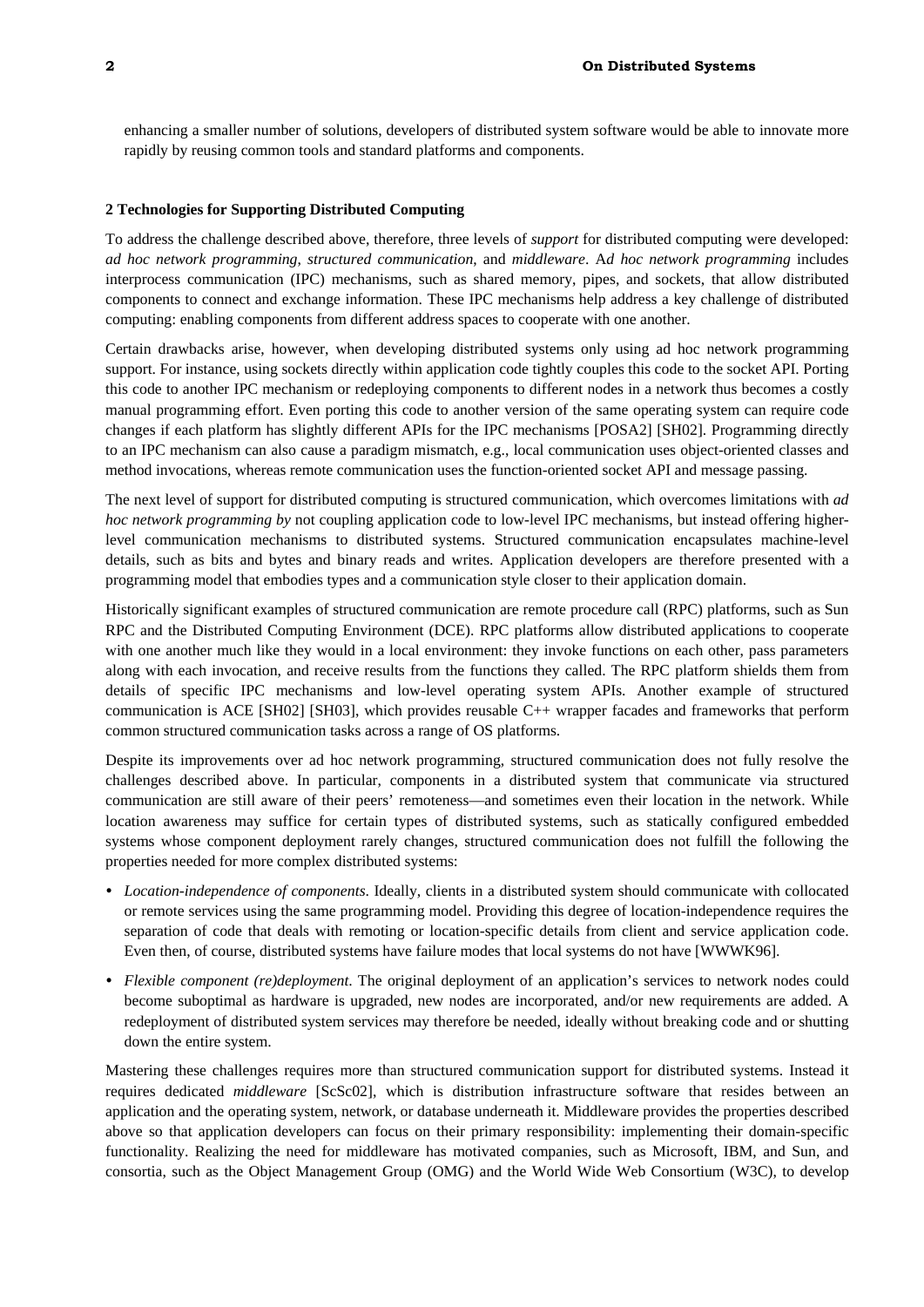enhancing a smaller number of solutions, developers of distributed system software would be able to innovate more rapidly by reusing common tools and standard platforms and components.

## 2 Technologies for Supporting Distributed Computing

To address the challenge described above, therefore, three levels of *support* for distributed computing were developed: *ad hoc network programming*, *structured communication*, and *middleware*. A*d hoc network programming* includes interprocess communication (IPC) mechanisms, such as shared memory, pipes, and sockets, that allow distributed components to connect and exchange information. These IPC mechanisms help address a key challenge of distributed computing: enabling components from different address spaces to cooperate with one another.

Certain drawbacks arise, however, when developing distributed systems only using ad hoc network programming support. For instance, using sockets directly within application code tightly couples this code to the socket API. Porting this code to another IPC mechanism or redeploying components to different nodes in a network thus becomes a costly manual programming effort. Even porting this code to another version of the same operating system can require code changes if each platform has slightly different APIs for the IPC mechanisms [POSA2] [SH02]. Programming directly to an IPC mechanism can also cause a paradigm mismatch, e.g., local communication uses object-oriented classes and method invocations, whereas remote communication uses the function-oriented socket API and message passing.

The next level of support for distributed computing is structured communication, which overcomes limitations with *ad hoc network programming by* not coupling application code to low-level IPC mechanisms, but instead offering higher-level communication mechanisms to distributed systems. Structured communication encapsulates machine-level details, such as bits and bytes and binary reads and writes. Application developers are therefore presented with a programming model that embodies types and a communication style closer to their application domain.

Historically significant examples of structured communication are remote procedure call (RPC) platforms, such as Sun RPC and the Distributed Computing Environment (DCE). RPC platforms allow distributed applications to cooperate with one another much like they would in a local environment: they invoke functions on each other, pass parameters along with each invocation, and receive results from the functions they called. The RPC platform shields them from details of specific IPC mechanisms and low-level operating system APIs. Another example of structured communication is ACE [SH02] [SH03], which provides reusable C++ wrapper facades and frameworks that perform common structured communication tasks across a range of OS platforms.

Despite its improvements over ad hoc network programming, structured communication does not fully resolve the challenges described above. In particular, components in a distributed system that communicate via structured communication are still aware of their peers' remoteness—and sometimes even their location in the network. While location awareness may suffice for certain types of distributed systems, such as statically configured embedded systems whose component deployment rarely changes, structured communication does not fulfill the following the properties needed for more complex distributed systems:

- *Location-independence of components*. Ideally, clients in a distributed system should communicate with collocated or remote services using the same programming model. Providing this degree of location-independence requires the separation of code that deals with remoting or location-specific details from client and service application code. Even then, of course, distributed systems have failure modes that local systems do not have [WWWK96].
- *Flexible component (re)deployment*. The original deployment of an application's services to network nodes could become suboptimal as hardware is upgraded, new nodes are incorporated, and/or new requirements are added. A redeployment of distributed system services may therefore be needed, ideally without breaking code and or shutting down the entire system.

Mastering these challenges requires more than structured communication support for distributed systems. Instead it requires dedicated *middleware* [ScSc02], which is distribution infrastructure software that resides between an application and the operating system, network, or database underneath it. Middleware provides the properties described above so that application developers can focus on their primary responsibility: implementing their domain-specific functionality. Realizing the need for middleware has motivated companies, such as Microsoft, IBM, and Sun, and consortia, such as the Object Management Group (OMG) and the World Wide Web Consortium (W3C), to develop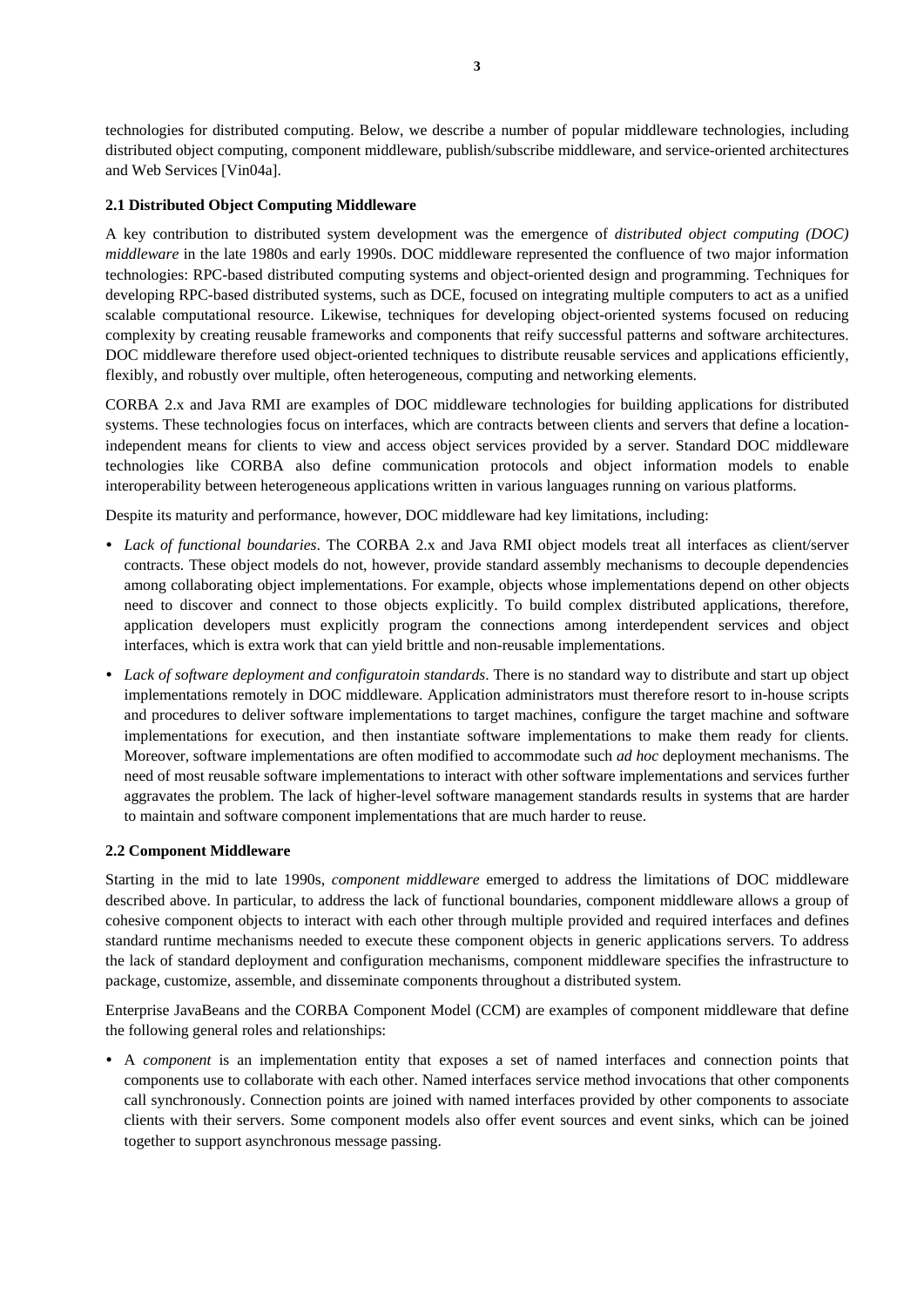technologies for distributed computing. Below, we describe a number of popular middleware technologies, including distributed object computing, component middleware, publish/subscribe middleware, and service-oriented architectures and Web Services [Vin04a].

### 2.1 Distributed Object Computing Middleware

A key contribution to distributed system development was the emergence of *distributed object computing (DOC) middleware* in the late 1980s and early 1990s. DOC middleware represented the confluence of two major information technologies: RPC-based distributed computing systems and object-oriented design and programming. Techniques for developing RPC-based distributed systems, such as DCE, focused on integrating multiple computers to act as a unified scalable computational resource. Likewise, techniques for developing object-oriented systems focused on reducing complexity by creating reusable frameworks and components that reify successful patterns and software architectures. DOC middleware therefore used object-oriented techniques to distribute reusable services and applications efficiently, flexibly, and robustly over multiple, often heterogeneous, computing and networking elements.

CORBA 2.x and Java RMI are examples of DOC middleware technologies for building applications for distributed systems. These technologies focus on interfaces, which are contracts between clients and servers that define a location-independent means for clients to view and access object services provided by a server. Standard DOC middleware technologies like CORBA also define communication protocols and object information models to enable interoperability between heterogeneous applications written in various languages running on various platforms.

Despite its maturity and performance, however, DOC middleware had key limitations, including:

- *Lack of functional boundaries*. The CORBA 2.x and Java RMI object models treat all interfaces as client/server contracts. These object models do not, however, provide standard assembly mechanisms to decouple dependencies among collaborating object implementations. For example, objects whose implementations depend on other objects need to discover and connect to those objects explicitly. To build complex distributed applications, therefore, application developers must explicitly program the connections among interdependent services and object interfaces, which is extra work that can yield brittle and non-reusable implementations.
- *Lack of software deployment and configuratoin standards*. There is no standard way to distribute and start up object implementations remotely in DOC middleware. Application administrators must therefore resort to in-house scripts and procedures to deliver software implementations to target machines, configure the target machine and software implementations for execution, and then instantiate software implementations to make them ready for clients. Moreover, software implementations are often modified to accommodate such *ad hoc* deployment mechanisms. The need of most reusable software implementations to interact with other software implementations and services further aggravates the problem. The lack of higher-level software management standards results in systems that are harder to maintain and software component implementations that are much harder to reuse.

### 2.2 Component Middleware

Starting in the mid to late 1990s, *component middleware* emerged to address the limitations of DOC middleware described above. In particular, to address the lack of functional boundaries, component middleware allows a group of cohesive component objects to interact with each other through multiple provided and required interfaces and defines standard runtime mechanisms needed to execute these component objects in generic applications servers. To address the lack of standard deployment and configuration mechanisms, component middleware specifies the infrastructure to package, customize, assemble, and disseminate components throughout a distributed system.

Enterprise JavaBeans and the CORBA Component Model (CCM) are examples of component middleware that define the following general roles and relationships:

- A *component* is an implementation entity that exposes a set of named interfaces and connection points that components use to collaborate with each other. Named interfaces service method invocations that other components call synchronously. Connection points are joined with named interfaces provided by other components to associate clients with their servers. Some component models also offer event sources and event sinks, which can be joined together to support asynchronous message passing.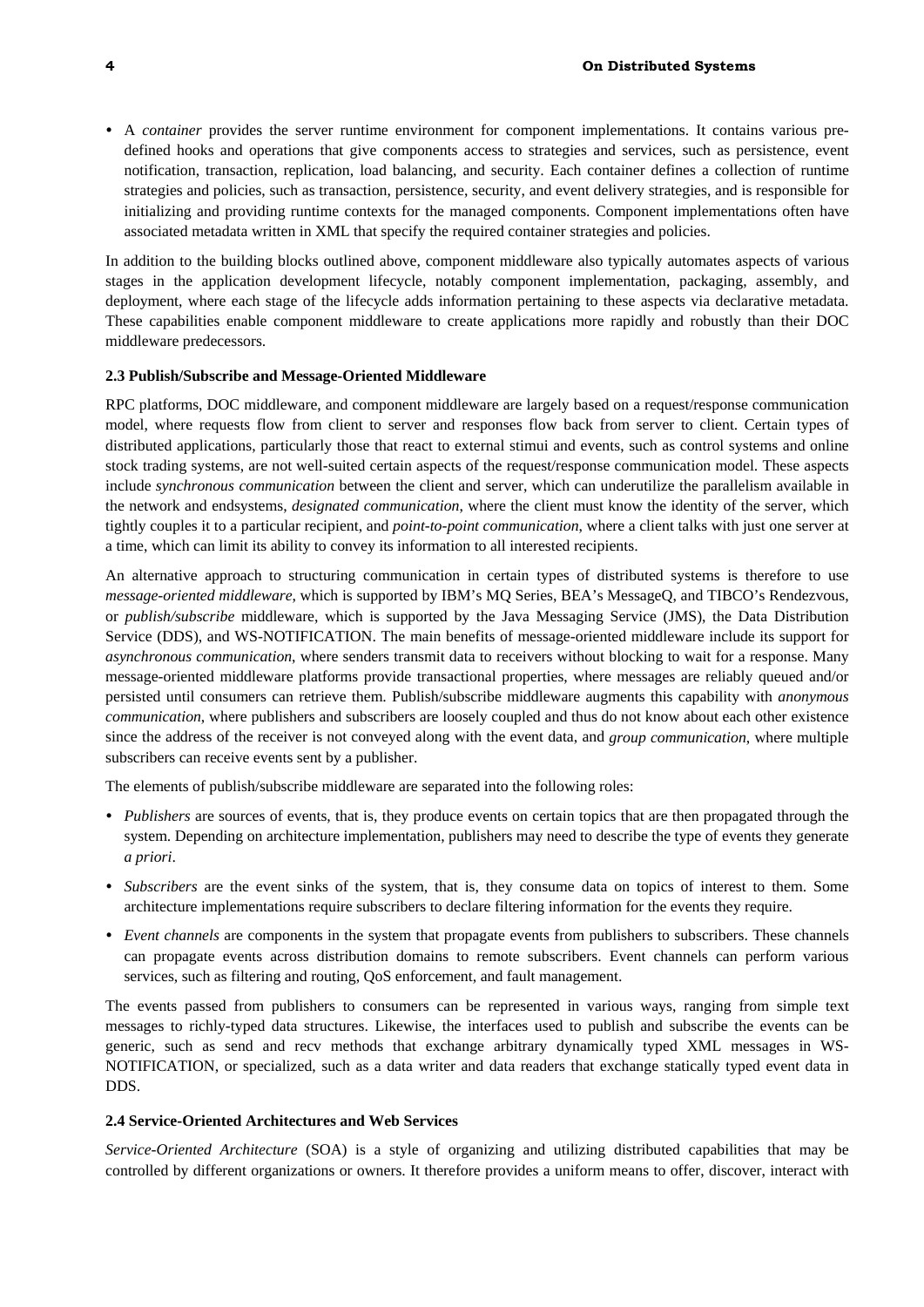- A *container* provides the server runtime environment for component implementations. It contains various predefined hooks and operations that give components access to strategies and services, such as persistence, event notification, transaction, replication, load balancing, and security. Each container defines a collection of runtime strategies and policies, such as transaction, persistence, security, and event delivery strategies, and is responsible for initializing and providing runtime contexts for the managed components. Component implementations often have associated metadata written in XML that specify the required container strategies and policies.

In addition to the building blocks outlined above, component middleware also typically automates aspects of various stages in the application development lifecycle, notably component implementation, packaging, assembly, and deployment, where each stage of the lifecycle adds information pertaining to these aspects via declarative metadata. These capabilities enable component middleware to create applications more rapidly and robustly than their DOC middleware predecessors.

### 2.3 Publish/Subscribe and Message-Oriented Middleware

RPC platforms, DOC middleware, and component middleware are largely based on a request/response communication model, where requests flow from client to server and responses flow back from server to client. Certain types of distributed applications, particularly those that react to external stimui and events, such as control systems and online stock trading systems, are not well-suited certain aspects of the request/response communication model. These aspects include *synchronous communication* between the client and server, which can underutilize the parallelism available in the network and endsystems, *designated communication*, where the client must know the identity of the server, which tightly couples it to a particular recipient, and *point-to-point communication*, where a client talks with just one server at a time, which can limit its ability to convey its information to all interested recipients.

An alternative approach to structuring communication in certain types of distributed systems is therefore to use *message-oriented middleware*, which is supported by IBM's MQ Series, BEA's MessageQ, and TIBCO's Rendezvous, or *publish/subscribe* middleware, which is supported by the Java Messaging Service (JMS), the Data Distribution Service (DDS), and WS-NOTIFICATION. The main benefits of message-oriented middleware include its support for *asynchronous communication*, where senders transmit data to receivers without blocking to wait for a response. Many message-oriented middleware platforms provide transactional properties, where messages are reliably queued and/or persisted until consumers can retrieve them. Publish/subscribe middleware augments this capability with *anonymous communication*, where publishers and subscribers are loosely coupled and thus do not know about each other existence since the address of the receiver is not conveyed along with the event data, and *group communication*, where multiple subscribers can receive events sent by a publisher.

The elements of publish/subscribe middleware are separated into the following roles:

- *Publishers* are sources of events, that is, they produce events on certain topics that are then propagated through the system. Depending on architecture implementation, publishers may need to describe the type of events they generate *a priori*.
- *Subscribers* are the event sinks of the system, that is, they consume data on topics of interest to them. Some architecture implementations require subscribers to declare filtering information for the events they require.
- *Event channels* are components in the system that propagate events from publishers to subscribers. These channels can propagate events across distribution domains to remote subscribers. Event channels can perform various services, such as filtering and routing, QoS enforcement, and fault management.

The events passed from publishers to consumers can be represented in various ways, ranging from simple text messages to richly-typed data structures. Likewise, the interfaces used to publish and subscribe the events can be generic, such as send and recv methods that exchange arbitrary dynamically typed XML messages in WS-NOTIFICATION, or specialized, such as a data writer and data readers that exchange statically typed event data in DDS.

### 2.4 Service-Oriented Architectures and Web Services

*Service-Oriented Architecture* (SOA) is a style of organizing and utilizing distributed capabilities that may be controlled by different organizations or owners. It therefore provides a uniform means to offer, discover, interact with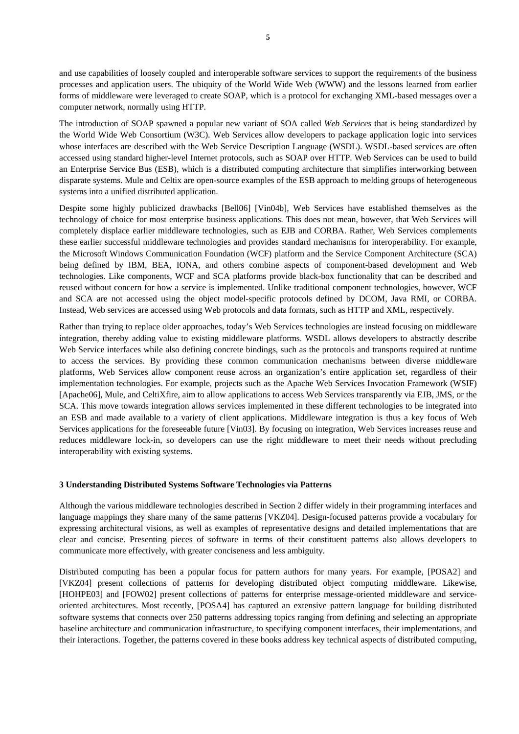and use capabilities of loosely coupled and interoperable software services to support the requirements of the business processes and application users. The ubiquity of the World Wide Web (WWW) and the lessons learned from earlier forms of middleware were leveraged to create SOAP, which is a protocol for exchanging XML-based messages over a computer network, normally using HTTP.

The introduction of SOAP spawned a popular new variant of SOA called *Web Services* that is being standardized by the World Wide Web Consortium (W3C). Web Services allow developers to package application logic into services whose interfaces are described with the Web Service Description Language (WSDL). WSDL-based services are often accessed using standard higher-level Internet protocols, such as SOAP over HTTP. Web Services can be used to build an Enterprise Service Bus (ESB), which is a distributed computing architecture that simplifies interworking between disparate systems. Mule and Celtix are open-source examples of the ESB approach to melding groups of heterogeneous systems into a unified distributed application.

Despite some highly publicized drawbacks [Bell06] [Vin04b], Web Services have established themselves as the technology of choice for most enterprise business applications. This does not mean, however, that Web Services will completely displace earlier middleware technologies, such as EJB and CORBA. Rather, Web Services complements these earlier successful middleware technologies and provides standard mechanisms for interoperability. For example, the Microsoft Windows Communication Foundation (WCF) platform and the Service Component Architecture (SCA) being defined by IBM, BEA, IONA, and others combine aspects of component-based development and Web technologies. Like components, WCF and SCA platforms provide black-box functionality that can be described and reused without concern for how a service is implemented. Unlike traditional component technologies, however, WCF and SCA are not accessed using the object model-specific protocols defined by DCOM, Java RMI, or CORBA. Instead, Web services are accessed using Web protocols and data formats, such as HTTP and XML, respectively.

Rather than trying to replace older approaches, today's Web Services technologies are instead focusing on middleware integration, thereby adding value to existing middleware platforms. WSDL allows developers to abstractly describe Web Service interfaces while also defining concrete bindings, such as the protocols and transports required at runtime to access the services. By providing these common communication mechanisms between diverse middleware platforms, Web Services allow component reuse across an organization's entire application set, regardless of their implementation technologies. For example, projects such as the Apache Web Services Invocation Framework (WSIF) [Apache06], Mule, and CeltiXfire, aim to allow applications to access Web Services transparently via EJB, JMS, or the SCA. This move towards integration allows services implemented in these different technologies to be integrated into an ESB and made available to a variety of client applications. Middleware integration is thus a key focus of Web Services applications for the foreseeable future [Vin03]. By focusing on integration, Web Services increases reuse and reduces middleware lock-in, so developers can use the right middleware to meet their needs without precluding interoperability with existing systems.

### 3 Understanding Distributed Systems Software Technologies via Patterns

Although the various middleware technologies described in Section 2 differ widely in their programming interfaces and language mappings they share many of the same patterns [VKZ04]. Design-focused patterns provide a vocabulary for expressing architectural visions, as well as examples of representative designs and detailed implementations that are clear and concise. Presenting pieces of software in terms of their constituent patterns also allows developers to communicate more effectively, with greater conciseness and less ambiguity.

Distributed computing has been a popular focus for pattern authors for many years. For example, [POSA2] and [VKZ04] present collections of patterns for developing distributed object computing middleware. Likewise, [HOHPE03] and [FOW02] present collections of patterns for enterprise message-oriented middleware and service-oriented architectures. Most recently, [POSA4] has captured an extensive pattern language for building distributed software systems that connects over 250 patterns addressing topics ranging from defining and selecting an appropriate baseline architecture and communication infrastructure, to specifying component interfaces, their implementations, and their interactions. Together, the patterns covered in these books address key technical aspects of distributed computing,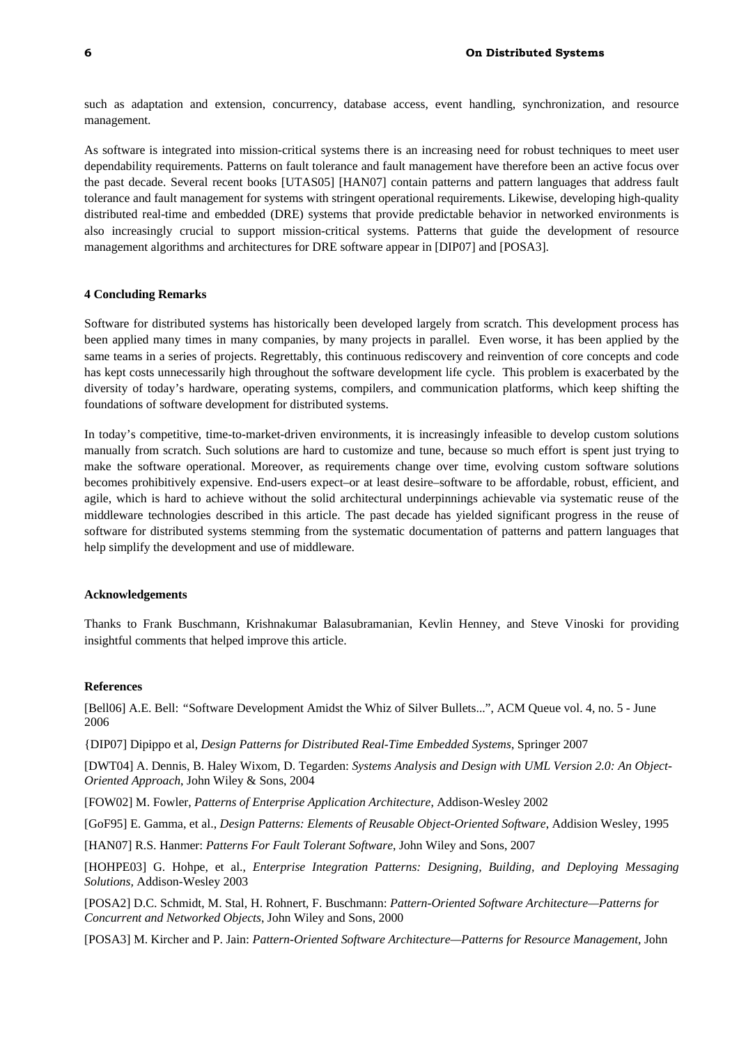such as adaptation and extension, concurrency, database access, event handling, synchronization, and resource management.

As software is integrated into mission-critical systems there is an increasing need for robust techniques to meet user dependability requirements. Patterns on fault tolerance and fault management have therefore been an active focus over the past decade. Several recent books [UTAS05] [HAN07] contain patterns and pattern languages that address fault tolerance and fault management for systems with stringent operational requirements. Likewise, developing high-quality distributed real-time and embedded (DRE) systems that provide predictable behavior in networked environments is also increasingly crucial to support mission-critical systems. Patterns that guide the development of resource management algorithms and architectures for DRE software appear in [DIP07] and [POSA3].

## 4 Concluding Remarks

Software for distributed systems has historically been developed largely from scratch. This development process has been applied many times in many companies, by many projects in parallel. Even worse, it has been applied by the same teams in a series of projects. Regrettably, this continuous rediscovery and reinvention of core concepts and code has kept costs unnecessarily high throughout the software development life cycle. This problem is exacerbated by the diversity of today's hardware, operating systems, compilers, and communication platforms, which keep shifting the foundations of software development for distributed systems.

In today's competitive, time-to-market-driven environments, it is increasingly infeasible to develop custom solutions manually from scratch. Such solutions are hard to customize and tune, because so much effort is spent just trying to make the software operational. Moreover, as requirements change over time, evolving custom software solutions becomes prohibitively expensive. End-users expect–or at least desire–software to be affordable, robust, efficient, and agile, which is hard to achieve without the solid architectural underpinnings achievable via systematic reuse of the middleware technologies described in this article. The past decade has yielded significant progress in the reuse of software for distributed systems stemming from the systematic documentation of patterns and pattern languages that help simplify the development and use of middleware.

## Acknowledgements

Thanks to Frank Buschmann, Krishnakumar Balasubramanian, Kevlin Henney, and Steve Vinoski for providing insightful comments that helped improve this article.

## References

[Bell06] A.E. Bell: "Software Development Amidst the Whiz of Silver Bullets...", ACM Queue vol. 4, no. 5 - June 2006

{DIP07] Dipippo et al, *Design Patterns for Distributed Real-Time Embedded Systems*, Springer 2007

[DWT04] A. Dennis, B. Haley Wixom, D. Tegarden: *Systems Analysis and Design with UML Version 2.0: An Object-Oriented Approach*, John Wiley & Sons, 2004

[FOW02] M. Fowler, *Patterns of Enterprise Application Architecture*, Addison-Wesley 2002

[GoF95] E. Gamma, et al., *Design Patterns: Elements of Reusable Object-Oriented Software*, Addision Wesley, 1995

[HAN07] R.S. Hanmer: *Patterns For Fault Tolerant Software*, John Wiley and Sons, 2007

[HOHPE03] G. Hohpe, et al., *Enterprise Integration Patterns: Designing, Building, and Deploying Messaging Solutions*, Addison-Wesley 2003

[POSA2] D.C. Schmidt, M. Stal, H. Rohnert, F. Buschmann: *Pattern-Oriented Software Architecture—Patterns for Concurrent and Networked Objects*, John Wiley and Sons, 2000

[POSA3] M. Kircher and P. Jain: *Pattern-Oriented Software Architecture—Patterns for Resource Management*, John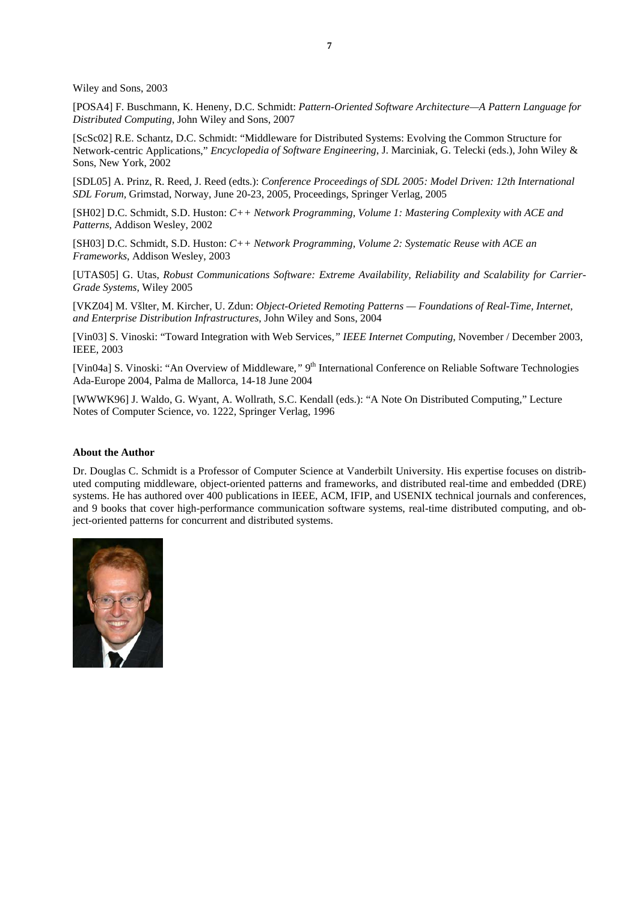Wiley and Sons, 2003

[POSA4] F. Buschmann, K. Heneny, D.C. Schmidt: *Pattern-Oriented Software Architecture—A Pattern Language for Distributed Computing*, John Wiley and Sons, 2007

[ScSc02] R.E. Schantz, D.C. Schmidt: "Middleware for Distributed Systems: Evolving the Common Structure for Network-centric Applications," *Encyclopedia of Software Engineering*, J. Marciniak, G. Telecki (eds.), John Wiley & Sons, New York, 2002

[SDL05] A. Prinz, R. Reed, J. Reed (edts.): *Conference Proceedings of SDL 2005: Model Driven: 12th International SDL Forum*, Grimstad, Norway, June 20-23, 2005, Proceedings, Springer Verlag, 2005

[SH02] D.C. Schmidt, S.D. Huston: *C++ Network Programming, Volume 1: Mastering Complexity with ACE and Patterns*, Addison Wesley, 2002

[SH03] D.C. Schmidt, S.D. Huston: *C++ Network Programming, Volume 2: Systematic Reuse with ACE an Frameworks*, Addison Wesley, 2003

[UTAS05] G. Utas, *Robust Communications Software: Extreme Availability, Reliability and Scalability for Carrier-Grade Systems*, Wiley 2005

[VKZ04] M. Všlter, M. Kircher, U. Zdun: *Object-Orieted Remoting Patterns — Foundations of Real-Time, Internet, and Enterprise Distribution Infrastructures*, John Wiley and Sons, 2004

[Vin03] S. Vinoski: "Toward Integration with Web Services*," IEEE Internet Computing*, November / December 2003, IEEE, 2003

[Vin04a] S. Vinoski: "An Overview of Middleware*,"* 9th International Conference on Reliable Software Technologies Ada-Europe 2004, Palma de Mallorca, 14-18 June 2004

[WWWK96] J. Waldo, G. Wyant, A. Wollrath, S.C. Kendall (eds.): "A Note On Distributed Computing," Lecture Notes of Computer Science, vo. 1222, Springer Verlag, 1996

**About the Author**

Dr. Douglas C. Schmidt is a Professor of Computer Science at Vanderbilt University. His expertise focuses on distributed computing middleware, object-oriented patterns and frameworks, and distributed real-time and embedded (DRE) systems. He has authored over 400 publications in IEEE, ACM, IFIP, and USENIX technical journals and conferences, and 9 books that cover high-performance communication software systems, real-time distributed computing, and object-oriented patterns for concurrent and distributed systems.